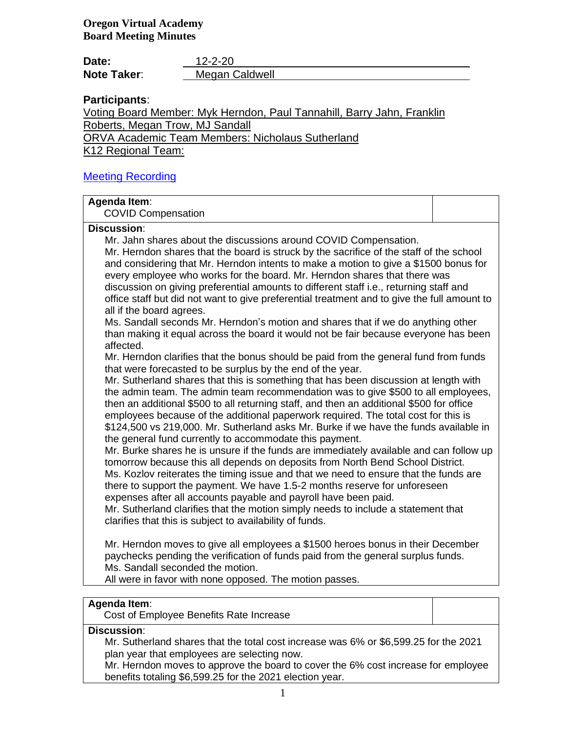**Oregon Virtual Academy**
**Board Meeting Minutes**

**Date:** 12-2-20
**Note Taker**: Megan Caldwell

**Participants**:
Voting Board Member: Myk Herndon, Paul Tannahill, Barry Jahn, Franklin Roberts, Megan Trow, MJ Sandall
ORVA Academic Team Members: Nicholaus Sutherland
K12 Regional Team:

[Meeting Recording]

**Agenda Item**:
COVID Compensation

**Discussion**:

Mr. Jahn shares about the discussions around COVID Compensation.

Mr. Herndon shares that the board is struck by the sacrifice of the staff of the school and considering that Mr. Herndon intents to make a motion to give a $1500 bonus for every employee who works for the board. Mr. Herndon shares that there was discussion on giving preferential amounts to different staff i.e., returning staff and office staff but did not want to give preferential treatment and to give the full amount to all if the board agrees.

Ms. Sandall seconds Mr. Herndon's motion and shares that if we do anything other than making it equal across the board it would not be fair because everyone has been affected.

Mr. Herndon clarifies that the bonus should be paid from the general fund from funds that were forecasted to be surplus by the end of the year.

Mr. Sutherland shares that this is something that has been discussion at length with the admin team. The admin team recommendation was to give $500 to all employees, then an additional $500 to all returning staff, and then an additional $500 for office employees because of the additional paperwork required. The total cost for this is $124,500 vs 219,000. Mr. Sutherland asks Mr. Burke if we have the funds available in the general fund currently to accommodate this payment.

Mr. Burke shares he is unsure if the funds are immediately available and can follow up tomorrow because this all depends on deposits from North Bend School District.

Ms. Kozlov reiterates the timing issue and that we need to ensure that the funds are there to support the payment. We have 1.5-2 months reserve for unforeseen expenses after all accounts payable and payroll have been paid.

Mr. Sutherland clarifies that the motion simply needs to include a statement that clarifies that this is subject to availability of funds.

Mr. Herndon moves to give all employees a $1500 heroes bonus in their December paychecks pending the verification of funds paid from the general surplus funds.

Ms. Sandall seconded the motion.

All were in favor with none opposed. The motion passes.

**Agenda Item**:
Cost of Employee Benefits Rate Increase

**Discussion**:

Mr. Sutherland shares that the total cost increase was 6% or $6,599.25 for the 2021 plan year that employees are selecting now.

Mr. Herndon moves to approve the board to cover the 6% cost increase for employee benefits totaling $6,599.25 for the 2021 election year.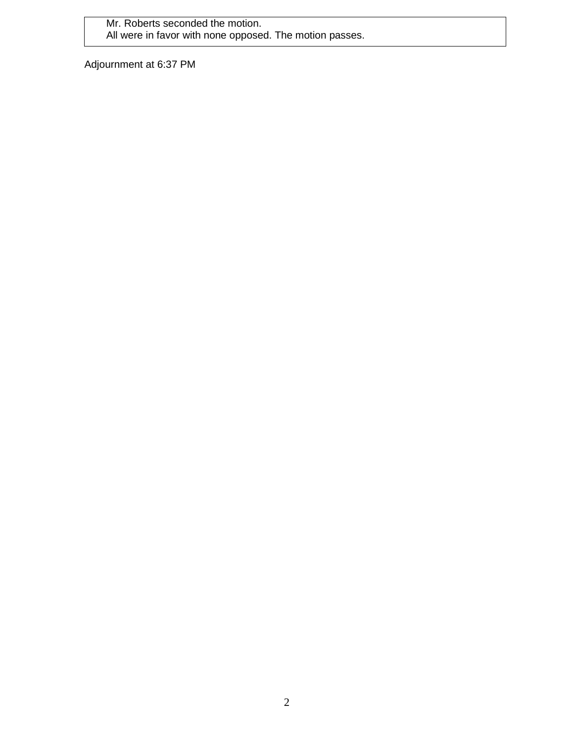Mr. Roberts seconded the motion.
All were in favor with none opposed. The motion passes.

Adjournment at 6:37 PM